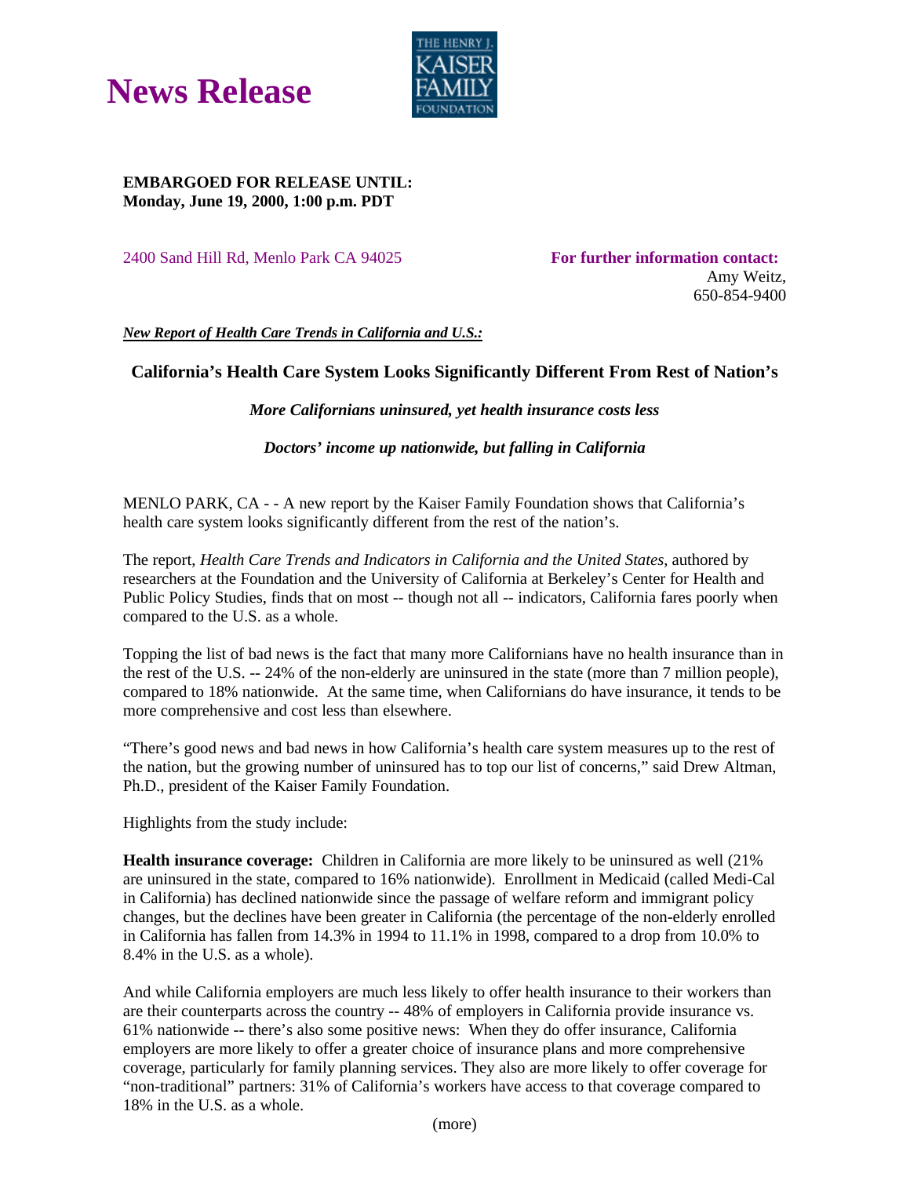# News Release

THE HENRY J. KAISER FAMILY FOUNDATION

**EMBARGOED FOR RELEASE UNTIL:**
**Monday, June 19, 2000, 1:00 p.m. PDT**

2400 Sand Hill Rd, Menlo Park CA 94025

**For further information contact:**
Amy Weitz,
650-854-9400

***New Report of Health Care Trends in California and U.S.:***

## California's Health Care System Looks Significantly Different From Rest of Nation's

***More Californians uninsured, yet health insurance costs less***

***Doctors' income up nationwide, but falling in California***

MENLO PARK, CA - - A new report by the Kaiser Family Foundation shows that California's health care system looks significantly different from the rest of the nation's.

The report, *Health Care Trends and Indicators in California and the United States*, authored by researchers at the Foundation and the University of California at Berkeley's Center for Health and Public Policy Studies, finds that on most -- though not all -- indicators, California fares poorly when compared to the U.S. as a whole.

Topping the list of bad news is the fact that many more Californians have no health insurance than in the rest of the U.S. -- 24% of the non-elderly are uninsured in the state (more than 7 million people), compared to 18% nationwide. At the same time, when Californians do have insurance, it tends to be more comprehensive and cost less than elsewhere.

"There's good news and bad news in how California's health care system measures up to the rest of the nation, but the growing number of uninsured has to top our list of concerns," said Drew Altman, Ph.D., president of the Kaiser Family Foundation.

Highlights from the study include:

**Health insurance coverage:** Children in California are more likely to be uninsured as well (21% are uninsured in the state, compared to 16% nationwide). Enrollment in Medicaid (called Medi-Cal in California) has declined nationwide since the passage of welfare reform and immigrant policy changes, but the declines have been greater in California (the percentage of the non-elderly enrolled in California has fallen from 14.3% in 1994 to 11.1% in 1998, compared to a drop from 10.0% to 8.4% in the U.S. as a whole).

And while California employers are much less likely to offer health insurance to their workers than are their counterparts across the country -- 48% of employers in California provide insurance vs. 61% nationwide -- there's also some positive news: When they do offer insurance, California employers are more likely to offer a greater choice of insurance plans and more comprehensive coverage, particularly for family planning services. They also are more likely to offer coverage for "non-traditional" partners: 31% of California's workers have access to that coverage compared to 18% in the U.S. as a whole.

(more)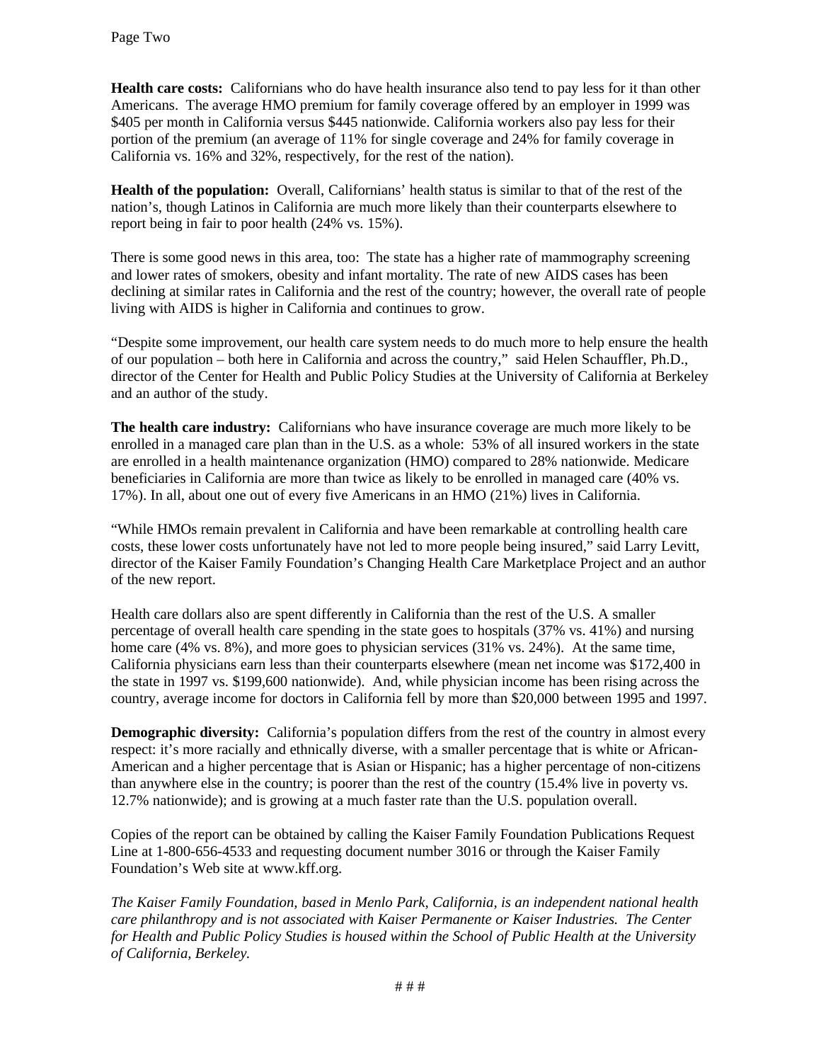**Health care costs:** Californians who do have health insurance also tend to pay less for it than other Americans. The average HMO premium for family coverage offered by an employer in 1999 was $405 per month in California versus $445 nationwide. California workers also pay less for their portion of the premium (an average of 11% for single coverage and 24% for family coverage in California vs. 16% and 32%, respectively, for the rest of the nation).

**Health of the population:** Overall, Californians' health status is similar to that of the rest of the nation's, though Latinos in California are much more likely than their counterparts elsewhere to report being in fair to poor health (24% vs. 15%).

There is some good news in this area, too: The state has a higher rate of mammography screening and lower rates of smokers, obesity and infant mortality. The rate of new AIDS cases has been declining at similar rates in California and the rest of the country; however, the overall rate of people living with AIDS is higher in California and continues to grow.

"Despite some improvement, our health care system needs to do much more to help ensure the health of our population – both here in California and across the country," said Helen Schauffler, Ph.D., director of the Center for Health and Public Policy Studies at the University of California at Berkeley and an author of the study.

**The health care industry:** Californians who have insurance coverage are much more likely to be enrolled in a managed care plan than in the U.S. as a whole: 53% of all insured workers in the state are enrolled in a health maintenance organization (HMO) compared to 28% nationwide. Medicare beneficiaries in California are more than twice as likely to be enrolled in managed care (40% vs. 17%). In all, about one out of every five Americans in an HMO (21%) lives in California.

"While HMOs remain prevalent in California and have been remarkable at controlling health care costs, these lower costs unfortunately have not led to more people being insured," said Larry Levitt, director of the Kaiser Family Foundation's Changing Health Care Marketplace Project and an author of the new report.

Health care dollars also are spent differently in California than the rest of the U.S. A smaller percentage of overall health care spending in the state goes to hospitals (37% vs. 41%) and nursing home care (4% vs. 8%), and more goes to physician services (31% vs. 24%). At the same time, California physicians earn less than their counterparts elsewhere (mean net income was $172,400 in the state in 1997 vs. $199,600 nationwide). And, while physician income has been rising across the country, average income for doctors in California fell by more than $20,000 between 1995 and 1997.

**Demographic diversity:** California's population differs from the rest of the country in almost every respect: it's more racially and ethnically diverse, with a smaller percentage that is white or African-American and a higher percentage that is Asian or Hispanic; has a higher percentage of non-citizens than anywhere else in the country; is poorer than the rest of the country (15.4% live in poverty vs. 12.7% nationwide); and is growing at a much faster rate than the U.S. population overall.

Copies of the report can be obtained by calling the Kaiser Family Foundation Publications Request Line at 1-800-656-4533 and requesting document number 3016 or through the Kaiser Family Foundation's Web site at www.kff.org.

*The Kaiser Family Foundation, based in Menlo Park, California, is an independent national health care philanthropy and is not associated with Kaiser Permanente or Kaiser Industries. The Center for Health and Public Policy Studies is housed within the School of Public Health at the University of California, Berkeley.*

# # #